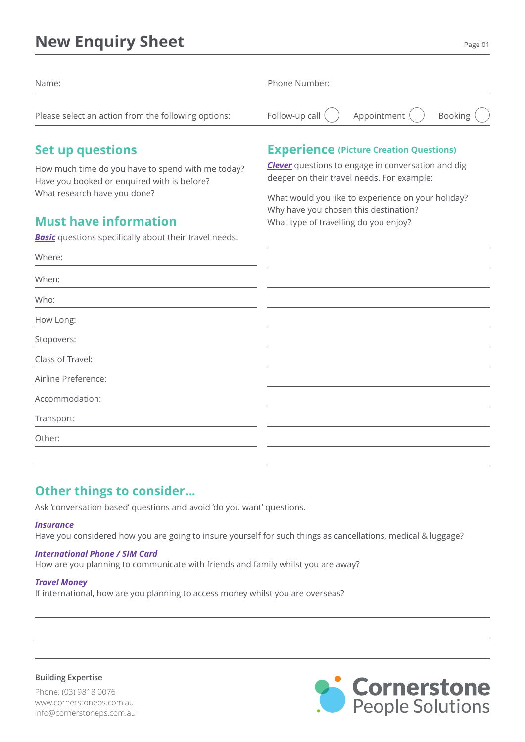# New Enquiry Sheet

Name:

Phone Number:

Please select an action from the following options: Follow-up call ◯ Appointment ◯ Booking ◯

## Set up questions

How much time do you have to spend with me today?
Have you booked or enquired with is before?
What research have you done?

## Must have information

***Basic*** questions specifically about their travel needs.

Where:

When:

Who:

How Long:

Stopovers:

Class of Travel:

Airline Preference:

Accommodation:

Transport:

Other:

## Experience (Picture Creation Questions)

***Clever*** questions to engage in conversation and dig deeper on their travel needs. For example:

What would you like to experience on your holiday?
Why have you chosen this destination?
What type of travelling do you enjoy?

## Other things to consider...

Ask 'conversation based' questions and avoid 'do you want' questions.

***Insurance***
Have you considered how you are going to insure yourself for such things as cancellations, medical & luggage?

***International Phone / SIM Card***
How are you planning to communicate with friends and family whilst you are away?

***Travel Money***
If international, how are you planning to access money whilst you are overseas?

**Building Expertise**
Phone: (03) 9818 0076
www.cornerstoneps.com.au
info@cornerstoneps.com.au

Cornerstone People Solutions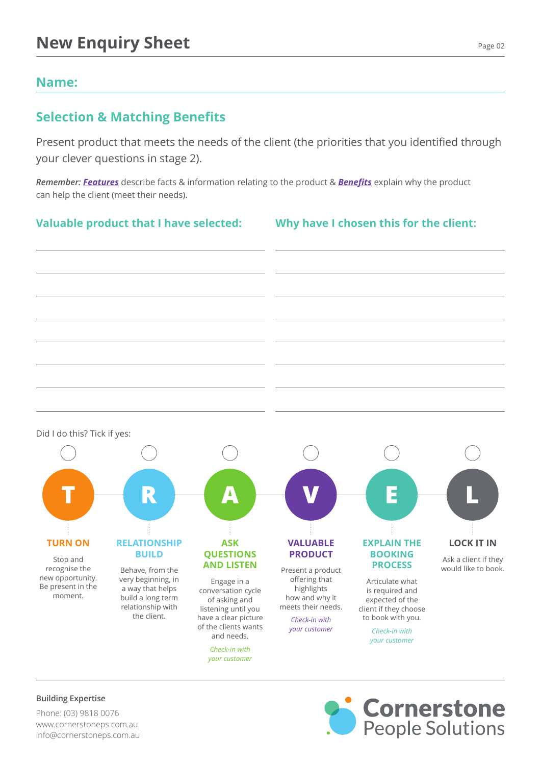# New Enquiry Sheet

## Name:

## Selection & Matching Benefits

Present product that meets the needs of the client (the priorities that you identified through your clever questions in stage 2).

*Remember:* ***Features*** describe facts & information relating to the product & ***Benefits*** explain why the product can help the client (meet their needs).

| Valuable product that I have selected: | Why have I chosen this for the client: |
|---|---|
| | |
| | |
| | |
| | |
| | |
| | |
| | |
| | |

Did I do this? Tick if yes:

**T – TURN ON**
Stop and recognise the new opportunity. Be present in the moment.

**R – RELATIONSHIP BUILD**
Behave, from the very beginning, in a way that helps build a long term relationship with the client.

**A – ASK QUESTIONS AND LISTEN**
Engage in a conversation cycle of asking and listening until you have a clear picture of the clients wants and needs.
*Check-in with your customer*

**V – VALUABLE PRODUCT**
Present a product offering that highlights how and why it meets their needs.
*Check-in with your customer*

**E – EXPLAIN THE BOOKING PROCESS**
Articulate what is required and expected of the client if they choose to book with you.
*Check-in with your customer*

**L – LOCK IT IN**
Ask a client if they would like to book.

---

**Building Expertise**
Phone: (03) 9818 0076
www.cornerstoneps.com.au
info@cornerstoneps.com.au

Cornerstone People Solutions